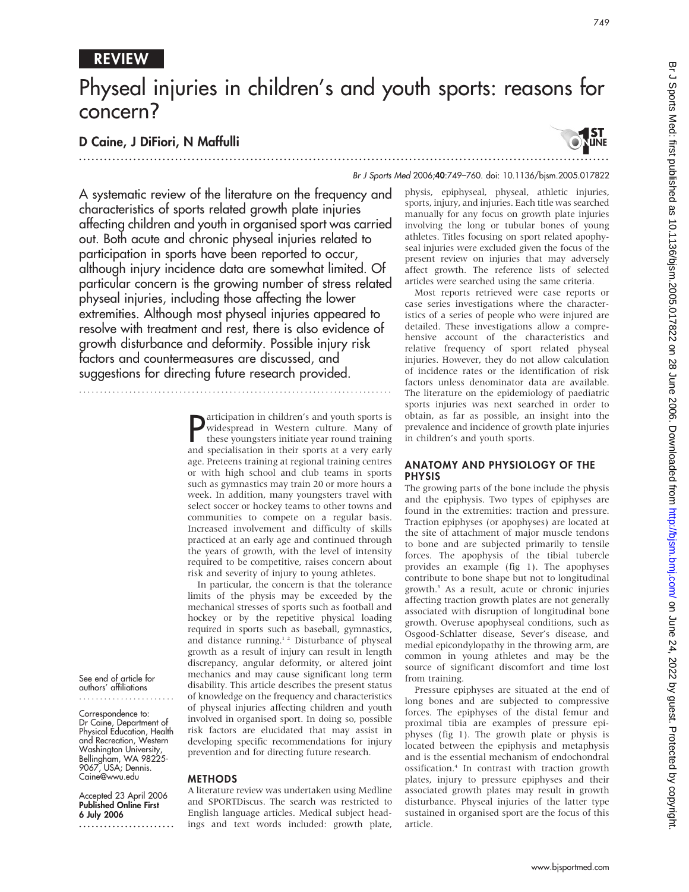REVIEW

# Physeal injuries in children's and youth sports: reasons for concern?

**D Caine, J DiFiori, N Maffulli**

*Br J Sports Med* 2006;**40**:749–760. doi: 10.1136/bjsm.2005.017822

A systematic review of the literature on the frequency and characteristics of sports related growth plate injuries affecting children and youth in organised sport was carried out. Both acute and chronic physeal injuries related to participation in sports have been reported to occur, although injury incidence data are somewhat limited. Of particular concern is the growing number of stress related physeal injuries, including those affecting the lower extremities. Although most physeal injuries appeared to resolve with treatment and rest, there is also evidence of growth disturbance and deformity. Possible injury risk factors and countermeasures are discussed, and suggestions for directing future research provided.

See end of article for authors' affiliations

Correspondence to: Dr Caine, Department of Physical Education, Health and Recreation, Western Washington University, Bellingham, WA 98225-9067, USA; Dennis.Caine@wwu.edu

Accepted 23 April 2006
**Published Online First 6 July 2006**

Participation in children's and youth sports is widespread in Western culture. Many of these youngsters initiate year round training and specialisation in their sports at a very early age. Preteens training at regional training centres or with high school and club teams in sports such as gymnastics may train 20 or more hours a week. In addition, many youngsters travel with select soccer or hockey teams to other towns and communities to compete on a regular basis. Increased involvement and difficulty of skills practiced at an early age and continued through the years of growth, with the level of intensity required to be competitive, raises concern about risk and severity of injury to young athletes.

In particular, the concern is that the tolerance limits of the physis may be exceeded by the mechanical stresses of sports such as football and hockey or by the repetitive physical loading required in sports such as baseball, gymnastics, and distance running.[1 2] Disturbance of physeal growth as a result of injury can result in length discrepancy, angular deformity, or altered joint mechanics and may cause significant long term disability. This article describes the present status of knowledge on the frequency and characteristics of physeal injuries affecting children and youth involved in organised sport. In doing so, possible risk factors are elucidated that may assist in developing specific recommendations for injury prevention and for directing future research.

## METHODS

A literature review was undertaken using Medline and SPORTDiscus. The search was restricted to English language articles. Medical subject headings and text words included: growth plate, physis, epiphyseal, physeal, athletic injuries, sports, injury, and injuries. Each title was searched manually for any focus on growth plate injuries involving the long or tubular bones of young athletes. Titles focusing on sport related apophyseal injuries were excluded given the focus of the present review on injuries that may adversely affect growth. The reference lists of selected articles were searched using the same criteria.

Most reports retrieved were case reports or case series investigations where the characteristics of a series of people who were injured are detailed. These investigations allow a comprehensive account of the characteristics and relative frequency of sport related physeal injuries. However, they do not allow calculation of incidence rates or the identification of risk factors unless denominator data are available. The literature on the epidemiology of paediatric sports injuries was next searched in order to obtain, as far as possible, an insight into the prevalence and incidence of growth plate injuries in children's and youth sports.

## ANATOMY AND PHYSIOLOGY OF THE PHYSIS

The growing parts of the bone include the physis and the epiphysis. Two types of epiphyses are found in the extremities: traction and pressure. Traction epiphyses (or apophyses) are located at the site of attachment of major muscle tendons to bone and are subjected primarily to tensile forces. The apophysis of the tibial tubercle provides an example (fig 1). The apophyses contribute to bone shape but not to longitudinal growth.[3] As a result, acute or chronic injuries affecting traction growth plates are not generally associated with disruption of longitudinal bone growth. Overuse apophyseal conditions, such as Osgood-Schlatter disease, Sever's disease, and medial epicondylopathy in the throwing arm, are common in young athletes and may be the source of significant discomfort and time lost from training.

Pressure epiphyses are situated at the end of long bones and are subjected to compressive forces. The epiphyses of the distal femur and proximal tibia are examples of pressure epiphyses (fig 1). The growth plate or physis is located between the epiphysis and metaphysis and is the essential mechanism of endochondral ossification.[4] In contrast with traction growth plates, injury to pressure epiphyses and their associated growth plates may result in growth disturbance. Physeal injuries of the latter type sustained in organised sport are the focus of this article.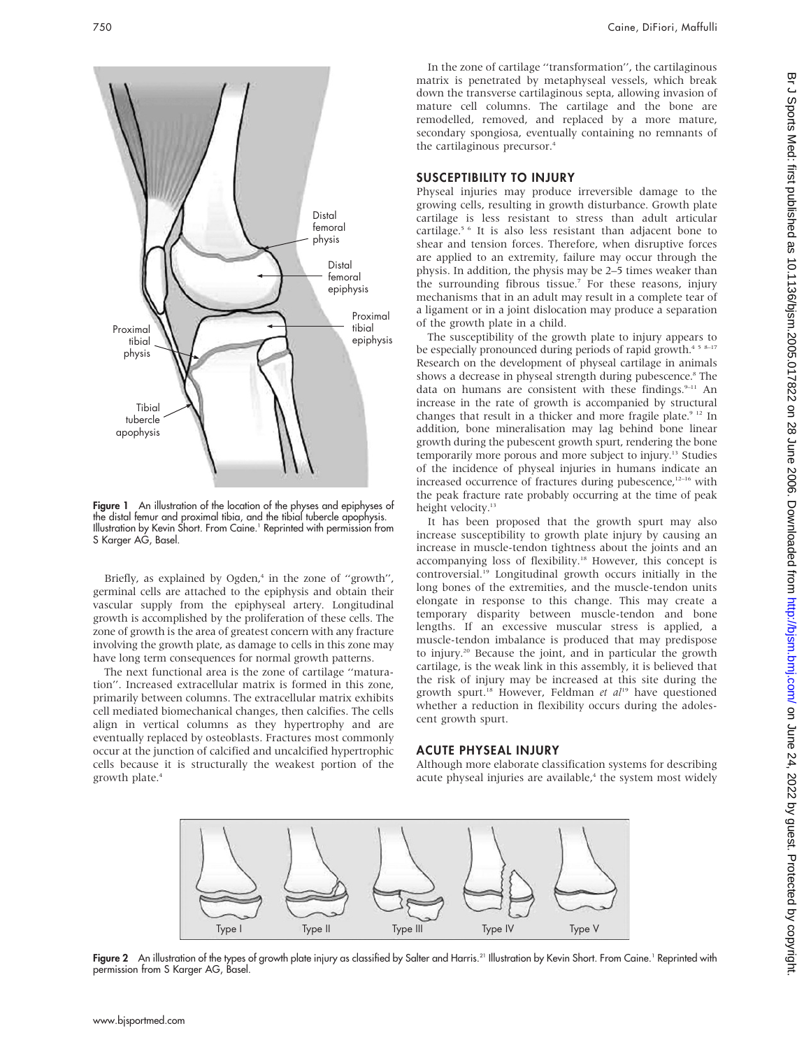Figure 1 An illustration of the location of the physes and epiphyses of the distal femur and proximal tibia, and the tibial tubercle apophysis. Illustration by Kevin Short. From Caine.[1] Reprinted with permission from S Karger AG, Basel.

Briefly, as explained by Ogden,[4] in the zone of ''growth'', germinal cells are attached to the epiphysis and obtain their vascular supply from the epiphyseal artery. Longitudinal growth is accomplished by the proliferation of these cells. The zone of growth is the area of greatest concern with any fracture involving the growth plate, as damage to cells in this zone may have long term consequences for normal growth patterns.

The next functional area is the zone of cartilage ''maturation''. Increased extracellular matrix is formed in this zone, primarily between columns. The extracellular matrix exhibits cell mediated biomechanical changes, then calcifies. The cells align in vertical columns as they hypertrophy and are eventually replaced by osteoblasts. Fractures most commonly occur at the junction of calcified and uncalcified hypertrophic cells because it is structurally the weakest portion of the growth plate.[4]

In the zone of cartilage ''transformation'', the cartilaginous matrix is penetrated by metaphyseal vessels, which break down the transverse cartilaginous septa, allowing invasion of mature cell columns. The cartilage and the bone are remodelled, removed, and replaced by a more mature, secondary spongiosa, eventually containing no remnants of the cartilaginous precursor.[4]

## SUSCEPTIBILITY TO INJURY

Physeal injuries may produce irreversible damage to the growing cells, resulting in growth disturbance. Growth plate cartilage is less resistant to stress than adult articular cartilage.[5 6] It is also less resistant than adjacent bone to shear and tension forces. Therefore, when disruptive forces are applied to an extremity, failure may occur through the physis. In addition, the physis may be 2–5 times weaker than the surrounding fibrous tissue.[7] For these reasons, injury mechanisms that in an adult may result in a complete tear of a ligament or in a joint dislocation may produce a separation of the growth plate in a child.

The susceptibility of the growth plate to injury appears to be especially pronounced during periods of rapid growth.[4 5 8–17] Research on the development of physeal cartilage in animals shows a decrease in physeal strength during pubescence.[8] The data on humans are consistent with these findings.[9–11] An increase in the rate of growth is accompanied by structural changes that result in a thicker and more fragile plate.[9 12] In addition, bone mineralisation may lag behind bone linear growth during the pubescent growth spurt, rendering the bone temporarily more porous and more subject to injury.[13] Studies of the incidence of physeal injuries in humans indicate an increased occurrence of fractures during pubescence,[12–16] with the peak fracture rate probably occurring at the time of peak height velocity.[13]

It has been proposed that the growth spurt may also increase susceptibility to growth plate injury by causing an increase in muscle-tendon tightness about the joints and an accompanying loss of flexibility.[18] However, this concept is controversial.[19] Longitudinal growth occurs initially in the long bones of the extremities, and the muscle-tendon units elongate in response to this change. This may create a temporary disparity between muscle-tendon and bone lengths. If an excessive muscular stress is applied, a muscle-tendon imbalance is produced that may predispose to injury.[20] Because the joint, and in particular the growth cartilage, is the weak link in this assembly, it is believed that the risk of injury may be increased at this site during the growth spurt.[18] However, Feldman *et al*[19] have questioned whether a reduction in flexibility occurs during the adolescent growth spurt.

## ACUTE PHYSEAL INJURY

Although more elaborate classification systems for describing acute physeal injuries are available,[4] the system most widely

Figure 2 An illustration of the types of growth plate injury as classified by Salter and Harris.[21] Illustration by Kevin Short. From Caine.[1] Reprinted with permission from S Karger AG, Basel.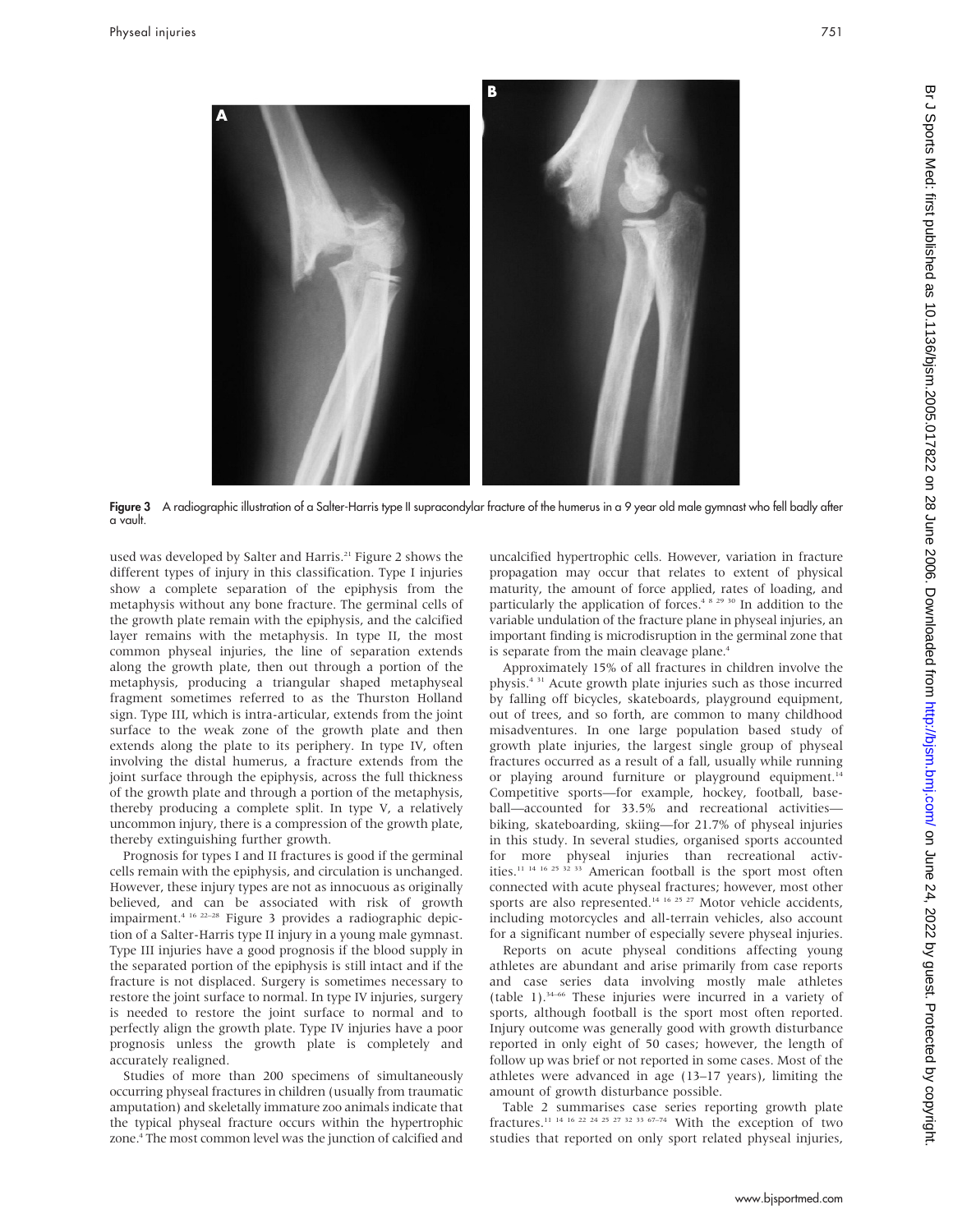Figure 3 A radiographic illustration of a Salter-Harris type II supracondylar fracture of the humerus in a 9 year old male gymnast who fell badly after a vault.

used was developed by Salter and Harris.[21] Figure 2 shows the different types of injury in this classification. Type I injuries show a complete separation of the epiphysis from the metaphysis without any bone fracture. The germinal cells of the growth plate remain with the epiphysis, and the calcified layer remains with the metaphysis. In type II, the most common physeal injuries, the line of separation extends along the growth plate, then out through a portion of the metaphysis, producing a triangular shaped metaphyseal fragment sometimes referred to as the Thurston Holland sign. Type III, which is intra-articular, extends from the joint surface to the weak zone of the growth plate and then extends along the plate to its periphery. In type IV, often involving the distal humerus, a fracture extends from the joint surface through the epiphysis, across the full thickness of the growth plate and through a portion of the metaphysis, thereby producing a complete split. In type V, a relatively uncommon injury, there is a compression of the growth plate, thereby extinguishing further growth.

Prognosis for types I and II fractures is good if the germinal cells remain with the epiphysis, and circulation is unchanged. However, these injury types are not as innocuous as originally believed, and can be associated with risk of growth impairment.[4 16 22–28] Figure 3 provides a radiographic depiction of a Salter-Harris type II injury in a young male gymnast. Type III injuries have a good prognosis if the blood supply in the separated portion of the epiphysis is still intact and if the fracture is not displaced. Surgery is sometimes necessary to restore the joint surface to normal. In type IV injuries, surgery is needed to restore the joint surface to normal and to perfectly align the growth plate. Type IV injuries have a poor prognosis unless the growth plate is completely and accurately realigned.

Studies of more than 200 specimens of simultaneously occurring physeal fractures in children (usually from traumatic amputation) and skeletally immature zoo animals indicate that the typical physeal fracture occurs within the hypertrophic zone.[4] The most common level was the junction of calcified and uncalcified hypertrophic cells. However, variation in fracture propagation may occur that relates to extent of physical maturity, the amount of force applied, rates of loading, and particularly the application of forces.[4 8 29 30] In addition to the variable undulation of the fracture plane in physeal injuries, an important finding is microdisruption in the germinal zone that is separate from the main cleavage plane.[4]

Approximately 15% of all fractures in children involve the physis.[4 31] Acute growth plate injuries such as those incurred by falling off bicycles, skateboards, playground equipment, out of trees, and so forth, are common to many childhood misadventures. In one large population based study of growth plate injuries, the largest single group of physeal fractures occurred as a result of a fall, usually while running or playing around furniture or playground equipment.[14] Competitive sports—for example, hockey, football, baseball—accounted for 33.5% and recreational activities—biking, skateboarding, skiing—for 21.7% of physeal injuries in this study. In several studies, organised sports accounted for more physeal injuries than recreational activities.[11 14 16 25 32 33] American football is the sport most often connected with acute physeal fractures; however, most other sports are also represented.[14 16 25 27] Motor vehicle accidents, including motorcycles and all-terrain vehicles, also account for a significant number of especially severe physeal injuries.

Reports on acute physeal conditions affecting young athletes are abundant and arise primarily from case reports and case series data involving mostly male athletes (table 1).[34–66] These injuries were incurred in a variety of sports, although football is the sport most often reported. Injury outcome was generally good with growth disturbance reported in only eight of 50 cases; however, the length of follow up was brief or not reported in some cases. Most of the athletes were advanced in age (13–17 years), limiting the amount of growth disturbance possible.

Table 2 summarises case series reporting growth plate fractures.[11 14 16 22 24 25 27 32 33 67–74] With the exception of two studies that reported on only sport related physeal injuries,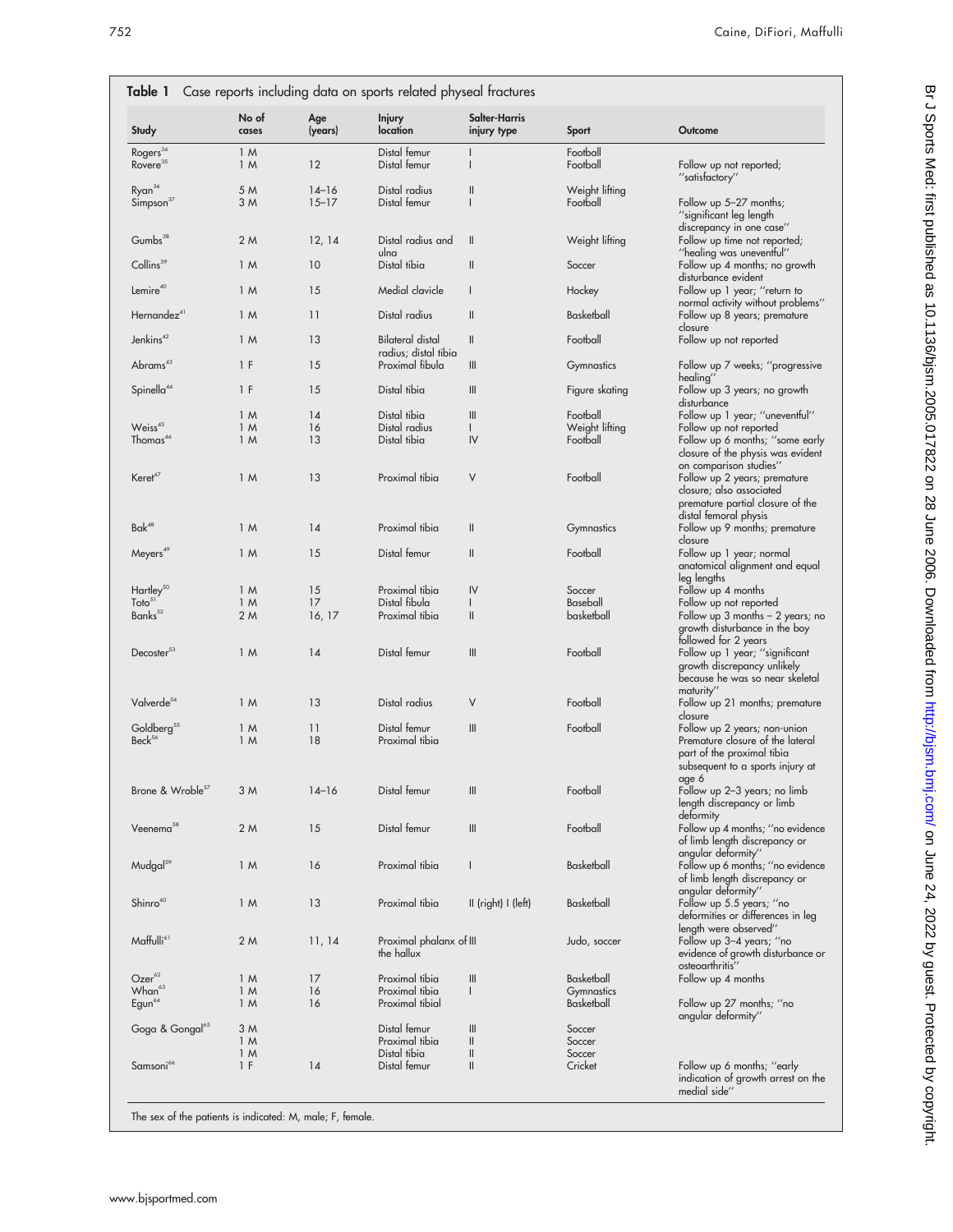**Table 1** Case reports including data on sports related physeal fractures

| Study | No of cases | Age (years) | Injury location | Salter-Harris injury type | Sport | Outcome |
|---|---|---|---|---|---|---|
| Rogers[34] | 1 M | | Distal femur | I | Football | |
| Rovere[35] | 1 M | 12 | Distal femur | I | Football | Follow up not reported; "satisfactory" |
| Ryan[36] | 5 M | 14–16 | Distal radius | II | Weight lifting | |
| Simpson[37] | 3 M | 15–17 | Distal femur | I | Football | Follow up 5–27 months; "significant leg length discrepancy in one case" |
| Gumbs[38] | 2 M | 12, 14 | Distal radius and ulna | II | Weight lifting | Follow up time not reported; "healing was uneventful" |
| Collins[39] | 1 M | 10 | Distal tibia | II | Soccer | Follow up 4 months; no growth disturbance evident |
| Lemire[40] | 1 M | 15 | Medial clavicle | I | Hockey | Follow up 1 year; "return to normal activity without problems" |
| Hernandez[41] | 1 M | 11 | Distal radius | II | Basketball | Follow up 8 years; premature closure |
| Jenkins[42] | 1 M | 13 | Bilateral distal radius; distal tibia | II | Football | Follow up not reported |
| Abrams[43] | 1 F | 15 | Proximal fibula | III | Gymnastics | Follow up 7 weeks; "progressive healing" |
| Spinella[44] | 1 F | 15 | Distal tibia | III | Figure skating | Follow up 3 years; no growth disturbance |
| | 1 M | 14 | Distal tibia | III | Football | Follow up 1 year; "uneventful" |
| Weiss[45] | 1 M | 16 | Distal radius | I | Weight lifting | Follow up not reported |
| Thomas[46] | 1 M | 13 | Distal tibia | IV | Football | Follow up 6 months; "some early closure of the physis was evident on comparison studies" |
| Keret[47] | 1 M | 13 | Proximal tibia | V | Football | Follow up 2 years; premature closure; also associated premature partial closure of the distal femoral physis |
| Bak[48] | 1 M | 14 | Proximal tibia | II | Gymnastics | Follow up 9 months; premature closure |
| Meyers[49] | 1 M | 15 | Distal femur | II | Football | Follow up 1 year; normal anatomical alignment and equal leg lengths |
| Hartley[50] | 1 M | 15 | Proximal tibia | IV | Soccer | Follow up 4 months |
| Toto[51] | 1 M | 17 | Distal fibula | I | Baseball | Follow up not reported |
| Banks[52] | 2 M | 16, 17 | Proximal tibia | II | basketball | Follow up 3 months – 2 years; no growth disturbance in the boy followed for 2 years |
| Decoster[53] | 1 M | 14 | Distal femur | III | Football | Follow up 1 year; "significant growth discrepancy unlikely because he was so near skeletal maturity" |
| Valverde[54] | 1 M | 13 | Distal radius | V | Football | Follow up 21 months; premature closure |
| Goldberg[55] | 1 M | 11 | Distal femur | III | Football | Follow up 2 years; non-union |
| Beck[56] | 1 M | 18 | Proximal tibia | | | Premature closure of the lateral part of the proximal tibia subsequent to a sports injury at age 6 |
| Brone & Wroble[57] | 3 M | 14–16 | Distal femur | III | Football | Follow up 2–3 years; no limb length discrepancy or limb deformity |
| Veenema[58] | 2 M | 15 | Distal femur | III | Football | Follow up 4 months; "no evidence of limb length discrepancy or angular deformity" |
| Mudgal[59] | 1 M | 16 | Proximal tibia | I | Basketball | Follow up 6 months; "no evidence of limb length discrepancy or angular deformity" |
| Shinro[60] | 1 M | 13 | Proximal tibia | II (right) I (left) | Basketball | Follow up 5.5 years; "no deformities or differences in leg length were observed" |
| Maffulli[61] | 2 M | 11, 14 | Proximal phalanx of the hallux | III | Judo, soccer | Follow up 3–4 years; "no evidence of growth disturbance or osteoarthritis" |
| Ozer[62] | 1 M | 17 | Proximal tibia | III | Basketball | Follow up 4 months |
| Whan[63] | 1 M | 16 | Proximal tibia | I | Gymnastics | |
| Egun[64] | 1 M | 16 | Proximal tibial | | Basketball | Follow up 27 months; "no angular deformity" |
| Goga & Gongal[65] | 3 M | | Distal femur | III | Soccer | |
| | 1 M | | Proximal tibia | II | Soccer | |
| | 1 M | | Distal tibia | II | Soccer | |
| Samsoni[66] | 1 F | 14 | Distal femur | II | Cricket | Follow up 6 months; "early indication of growth arrest on the medial side" |

The sex of the patients is indicated: M, male; F, female.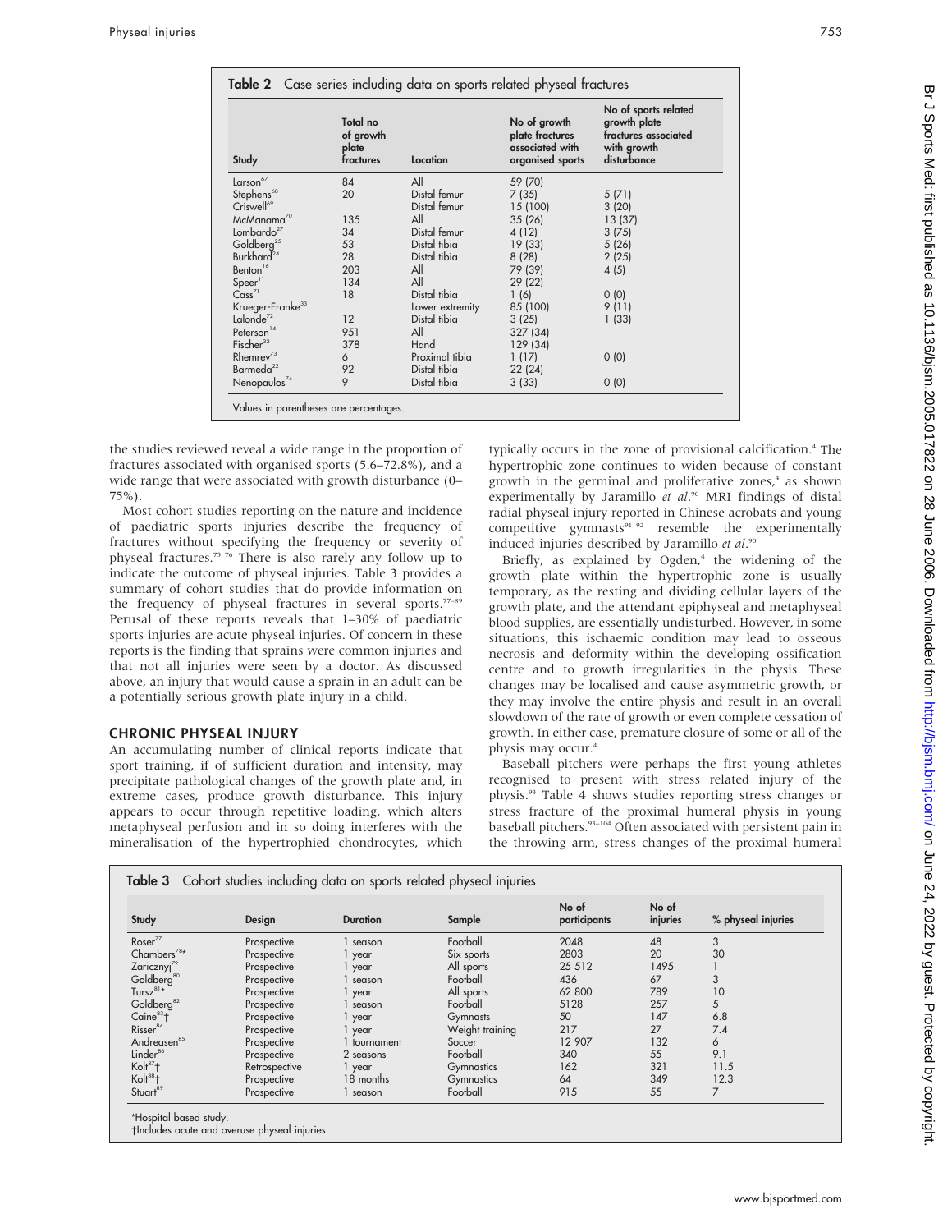**Table 2** Case series including data on sports related physeal fractures

| Study | Total no of growth plate fractures | Location | No of growth plate fractures associated with organised sports | No of sports related growth plate fractures associated with growth disturbance |
|---|---|---|---|---|
| Larson[67] | 84 | All | 59 (70) | |
| Stephens[68] | 20 | Distal femur | 7 (35) | 5 (71) |
| Criswell[69] | | Distal femur | 15 (100) | 3 (20) |
| McManama[70] | 135 | All | 35 (26) | 13 (37) |
| Lombardo[27] | 34 | Distal femur | 4 (12) | 3 (75) |
| Goldberg[25] | 53 | Distal tibia | 19 (33) | 5 (26) |
| Burkhard[24] | 28 | Distal tibia | 8 (28) | 2 (25) |
| Benton[16] | 203 | All | 79 (39) | 4 (5) |
| Speer[11] | 134 | All | 29 (22) | |
| Cass[71] | 18 | Distal tibia | 1 (6) | 0 (0) |
| Krueger-Franke[33] | | Lower extremity | 85 (100) | 9 (11) |
| Lalonde[72] | 12 | Distal tibia | 3 (25) | 1 (33) |
| Peterson[14] | 951 | All | 327 (34) | |
| Fischer[32] | 378 | Hand | 129 (34) | |
| Rhemrev[73] | 6 | Proximal tibia | 1 (17) | 0 (0) |
| Barmeda[22] | 92 | Distal tibia | 22 (24) | |
| Nenopaulos[74] | 9 | Distal tibia | 3 (33) | 0 (0) |

Values in parentheses are percentages.

the studies reviewed reveal a wide range in the proportion of fractures associated with organised sports (5.6–72.8%), and a wide range that were associated with growth disturbance (0–75%).

Most cohort studies reporting on the nature and incidence of paediatric sports injuries describe the frequency of fractures without specifying the frequency or severity of physeal fractures.[75 76] There is also rarely any follow up to indicate the outcome of physeal injuries. Table 3 provides a summary of cohort studies that do provide information on the frequency of physeal fractures in several sports.[77–89] Perusal of these reports reveals that 1–30% of paediatric sports injuries are acute physeal injuries. Of concern in these reports is the finding that sprains were common injuries and that not all injuries were seen by a doctor. As discussed above, an injury that would cause a sprain in an adult can be a potentially serious growth plate injury in a child.

## CHRONIC PHYSEAL INJURY

An accumulating number of clinical reports indicate that sport training, if of sufficient duration and intensity, may precipitate pathological changes of the growth plate and, in extreme cases, produce growth disturbance. This injury appears to occur through repetitive loading, which alters metaphyseal perfusion and in so doing interferes with the mineralisation of the hypertrophied chondrocytes, which typically occurs in the zone of provisional calcification.[4] The hypertrophic zone continues to widen because of constant growth in the germinal and proliferative zones,[4] as shown experimentally by Jaramillo *et al*.[90] MRI findings of distal radial physeal injury reported in Chinese acrobats and young competitive gymnasts[91 92] resemble the experimentally induced injuries described by Jaramillo *et al*.[90]

Briefly, as explained by Ogden,[4] the widening of the growth plate within the hypertrophic zone is usually temporary, as the resting and dividing cellular layers of the growth plate, and the attendant epiphyseal and metaphyseal blood supplies, are essentially undisturbed. However, in some situations, this ischaemic condition may lead to osseous necrosis and deformity within the developing ossification centre and to growth irregularities in the physis. These changes may be localised and cause asymmetric growth, or they may involve the entire physis and result in an overall slowdown of the rate of growth or even complete cessation of growth. In either case, premature closure of some or all of the physis may occur.[4]

Baseball pitchers were perhaps the first young athletes recognised to present with stress related injury of the physis.[93] Table 4 shows studies reporting stress changes or stress fracture of the proximal humeral physis in young baseball pitchers.[93–104] Often associated with persistent pain in the throwing arm, stress changes of the proximal humeral

**Table 3** Cohort studies including data on sports related physeal injuries

| Study | Design | Duration | Sample | No of participants | No of injuries | % physeal injuries |
|---|---|---|---|---|---|---|
| Roser[77] | Prospective | 1 season | Football | 2048 | 48 | 3 |
| Chambers[78]* | Prospective | 1 year | Six sports | 2803 | 20 | 30 |
| Zaricznyj[79] | Prospective | 1 year | All sports | 25 512 | 1495 | 1 |
| Goldberg[80] | Prospective | 1 season | Football | 436 | 67 | 3 |
| Tursz[81]* | Prospective | 1 year | All sports | 62 800 | 789 | 10 |
| Goldberg[82] | Prospective | 1 season | Football | 5128 | 257 | 5 |
| Caine[83]† | Prospective | 1 year | Gymnasts | 50 | 147 | 6.8 |
| Risser[84] | Prospective | 1 year | Weight training | 217 | 27 | 7.4 |
| Andreasen[85] | Prospective | 1 tournament | Soccer | 12 907 | 132 | 6 |
| Linder[86] | Prospective | 2 seasons | Football | 340 | 55 | 9.1 |
| Kolt[87]† | Retrospective | 1 year | Gymnastics | 162 | 321 | 11.5 |
| Kolt[88]† | Prospective | 18 months | Gymnastics | 64 | 349 | 12.3 |
| Stuart[89] | Prospective | 1 season | Football | 915 | 55 | 7 |

*Hospital based study.
†Includes acute and overuse physeal injuries.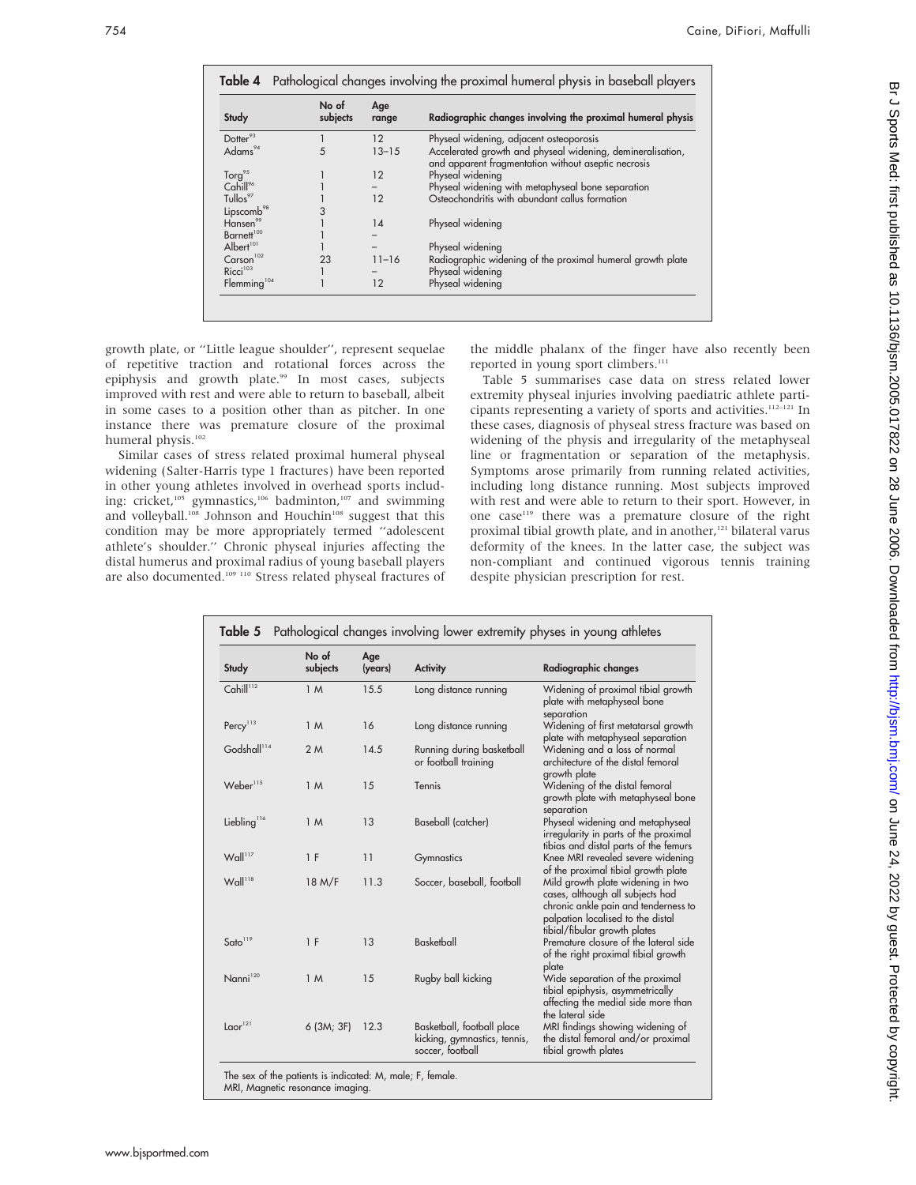**Table 4** Pathological changes involving the proximal humeral physis in baseball players

| Study | No of subjects | Age range | Radiographic changes involving the proximal humeral physis |
|---|---|---|---|
| Dotter[93] | 1 | 12 | Physeal widening, adjacent osteoporosis |
| Adams[94] | 5 | 13–15 | Accelerated growth and physeal widening, demineralisation, and apparent fragmentation without aseptic necrosis |
| Torg[95] | 1 | 12 | Physeal widening |
| Cahill[96] | 1 | – | Physeal widening with metaphyseal bone separation |
| Tullos[97] | 1 | 12 | Osteochondritis with abundant callus formation |
| Lipscomb[98] | 3 | | |
| Hansen[99] | 1 | 14 | Physeal widening |
| Barnett[100] | 1 | – | |
| Albert[101] | 1 | – | Physeal widening |
| Carson[102] | 23 | 11–16 | Radiographic widening of the proximal humeral growth plate |
| Ricci[103] | 1 | – | Physeal widening |
| Flemming[104] | 1 | 12 | Physeal widening |

growth plate, or "Little league shoulder", represent sequelae of repetitive traction and rotational forces across the epiphysis and growth plate.[99] In most cases, subjects improved with rest and were able to return to baseball, albeit in some cases to a position other than as pitcher. In one instance there was premature closure of the proximal humeral physis.[102]

Similar cases of stress related proximal humeral physeal widening (Salter-Harris type 1 fractures) have been reported in other young athletes involved in overhead sports including: cricket,[105] gymnastics,[106] badminton,[107] and swimming and volleyball.[108] Johnson and Houchin[108] suggest that this condition may be more appropriately termed "adolescent athlete's shoulder." Chronic physeal injuries affecting the distal humerus and proximal radius of young baseball players are also documented.[109 110] Stress related physeal fractures of the middle phalanx of the finger have also recently been reported in young sport climbers.[111]

Table 5 summarises case data on stress related lower extremity physeal injuries involving paediatric athlete participants representing a variety of sports and activities.[112–121] In these cases, diagnosis of physeal stress fracture was based on widening of the physis and irregularity of the metaphyseal line or fragmentation or separation of the metaphysis. Symptoms arose primarily from running related activities, including long distance running. Most subjects improved with rest and were able to return to their sport. However, in one case[119] there was a premature closure of the right proximal tibial growth plate, and in another,[121] bilateral varus deformity of the knees. In the latter case, the subject was non-compliant and continued vigorous tennis training despite physician prescription for rest.

**Table 5** Pathological changes involving lower extremity physes in young athletes

| Study | No of subjects | Age (years) | Activity | Radiographic changes |
|---|---|---|---|---|
| Cahill[112] | 1 M | 15.5 | Long distance running | Widening of proximal tibial growth plate with metaphyseal bone separation |
| Percy[113] | 1 M | 16 | Long distance running | Widening of first metatarsal growth plate with metaphyseal separation |
| Godshall[114] | 2 M | 14.5 | Running during basketball or football training | Widening and a loss of normal architecture of the distal femoral growth plate |
| Weber[115] | 1 M | 15 | Tennis | Widening of the distal femoral growth plate with metaphyseal bone separation |
| Liebling[116] | 1 M | 13 | Baseball (catcher) | Physeal widening and metaphyseal irregularity in parts of the proximal tibias and distal parts of the femurs |
| Wall[117] | 1 F | 11 | Gymnastics | Knee MRI revealed severe widening of the proximal tibial growth plate |
| Wall[118] | 18 M/F | 11.3 | Soccer, baseball, football | Mild growth plate widening in two cases, although all subjects had chronic ankle pain and tenderness to palpation localised to the distal tibial/fibular growth plates |
| Sato[119] | 1 F | 13 | Basketball | Premature closure of the lateral side of the right proximal tibial growth plate |
| Nanni[120] | 1 M | 15 | Rugby ball kicking | Wide separation of the proximal tibial epiphysis, asymmetrically affecting the medial side more than the lateral side |
| Laor[121] | 6 (3M; 3F) | 12.3 | Basketball, football place kicking, gymnastics, tennis, soccer, football | MRI findings showing widening of the distal femoral and/or proximal tibial growth plates |

The sex of the patients is indicated: M, male; F, female.
MRI, Magnetic resonance imaging.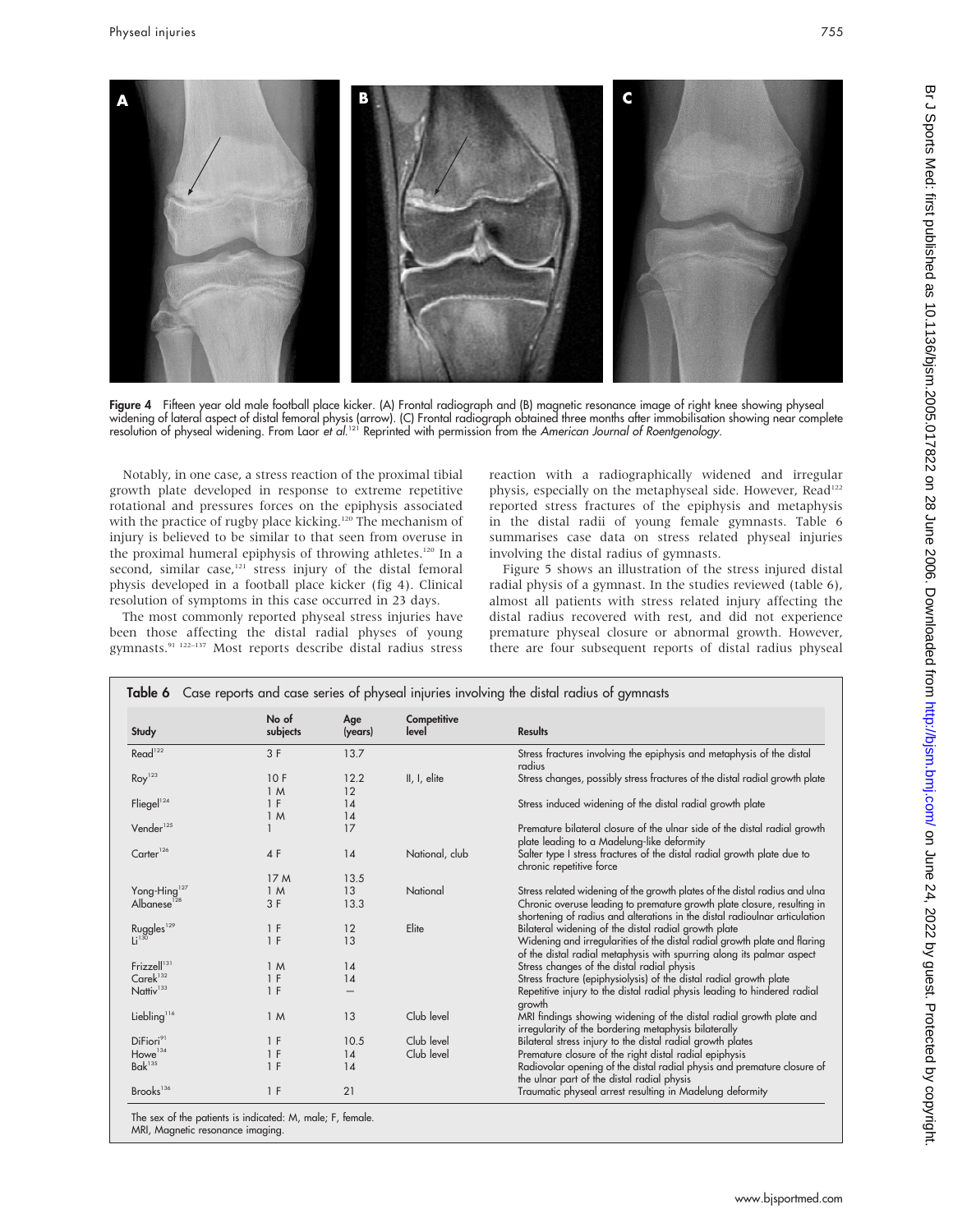Figure 4 Fifteen year old male football place kicker. (A) Frontal radiograph and (B) magnetic resonance image of right knee showing physeal widening of lateral aspect of distal femoral physis (arrow). (C) Frontal radiograph obtained three months after immobilisation showing near complete resolution of physeal widening. From Laor *et al.*[121] Reprinted with permission from the *American Journal of Roentgenology*.

Notably, in one case, a stress reaction of the proximal tibial growth plate developed in response to extreme repetitive rotational and pressures forces on the epiphysis associated with the practice of rugby place kicking.[120] The mechanism of injury is believed to be similar to that seen from overuse in the proximal humeral epiphysis of throwing athletes.[120] In a second, similar case,[121] stress injury of the distal femoral physis developed in a football place kicker (fig 4). Clinical resolution of symptoms in this case occurred in 23 days.

The most commonly reported physeal stress injuries have been those affecting the distal radial physes of young gymnasts.[91 122–137] Most reports describe distal radius stress reaction with a radiographically widened and irregular physis, especially on the metaphyseal side. However, Read[122] reported stress fractures of the epiphysis and metaphysis in the distal radii of young female gymnasts. Table 6 summarises case data on stress related physeal injuries involving the distal radius of gymnasts.

Figure 5 shows an illustration of the stress injured distal radial physis of a gymnast. In the studies reviewed (table 6), almost all patients with stress related injury affecting the distal radius recovered with rest, and did not experience premature physeal closure or abnormal growth. However, there are four subsequent reports of distal radius physeal

**Table 6** Case reports and case series of physeal injuries involving the distal radius of gymnasts

| Study | No of subjects | Age (years) | Competitive level | Results |
|---|---|---|---|---|
| Read[122] | 3 F | 13.7 | | Stress fractures involving the epiphysis and metaphysis of the distal radius |
| Roy[123] | 10 F<br>1 M | 12.2<br>12 | II, I, elite | Stress changes, possibly stress fractures of the distal radial growth plate |
| Fliegel[124] | 1 F<br>1 M | 14<br>14 | | Stress induced widening of the distal radial growth plate |
| Vender[125] | 1 | 17 | | Premature bilateral closure of the ulnar side of the distal radial growth plate leading to a Madelung-like deformity |
| Carter[126] | 4 F<br><br>17 M | 14<br><br>13.5 | National, club | Salter type I stress fractures of the distal radial growth plate due to chronic repetitive force |
| Yong-Hing[127] | 1 M | 13 | National | Stress related widening of the growth plates of the distal radius and ulna |
| Albanese[128] | 3 F | 13.3 | | Chronic overuse leading to premature growth plate closure, resulting in shortening of radius and alterations in the distal radioulnar articulation |
| Ruggles[129] | 1 F | 12 | Elite | Bilateral widening of the distal radial growth plate |
| Li[130] | 1 F | 13 | | Widening and irregularities of the distal radial growth plate and flaring of the distal radial metaphysis with spurring along its palmar aspect |
| Frizzell[131] | 1 M | 14 | | Stress changes of the distal radial physis |
| Carek[132] | 1 F | 14 | | Stress fracture (epiphysiolysis) of the distal radial growth plate |
| Nattiv[133] | 1 F | – | | Repetitive injury to the distal radial physis leading to hindered radial growth |
| Liebling[116] | 1 M | 13 | Club level | MRI findings showing widening of the distal radial growth plate and irregularity of the bordering metaphysis bilaterally |
| DiFiori[91] | 1 F | 10.5 | Club level | Bilateral stress injury to the distal radial growth plates |
| Howe[134] | 1 F | 14 | Club level | Premature closure of the right distal radial epiphysis |
| Bak[135] | 1 F | 14 | | Radiovolar opening of the distal radial physis and premature closure of the ulnar part of the distal radial physis |
| Brooks[136] | 1 F | 21 | | Traumatic physeal arrest resulting in Madelung deformity |

The sex of the patients is indicated: M, male; F, female.
MRI, Magnetic resonance imaging.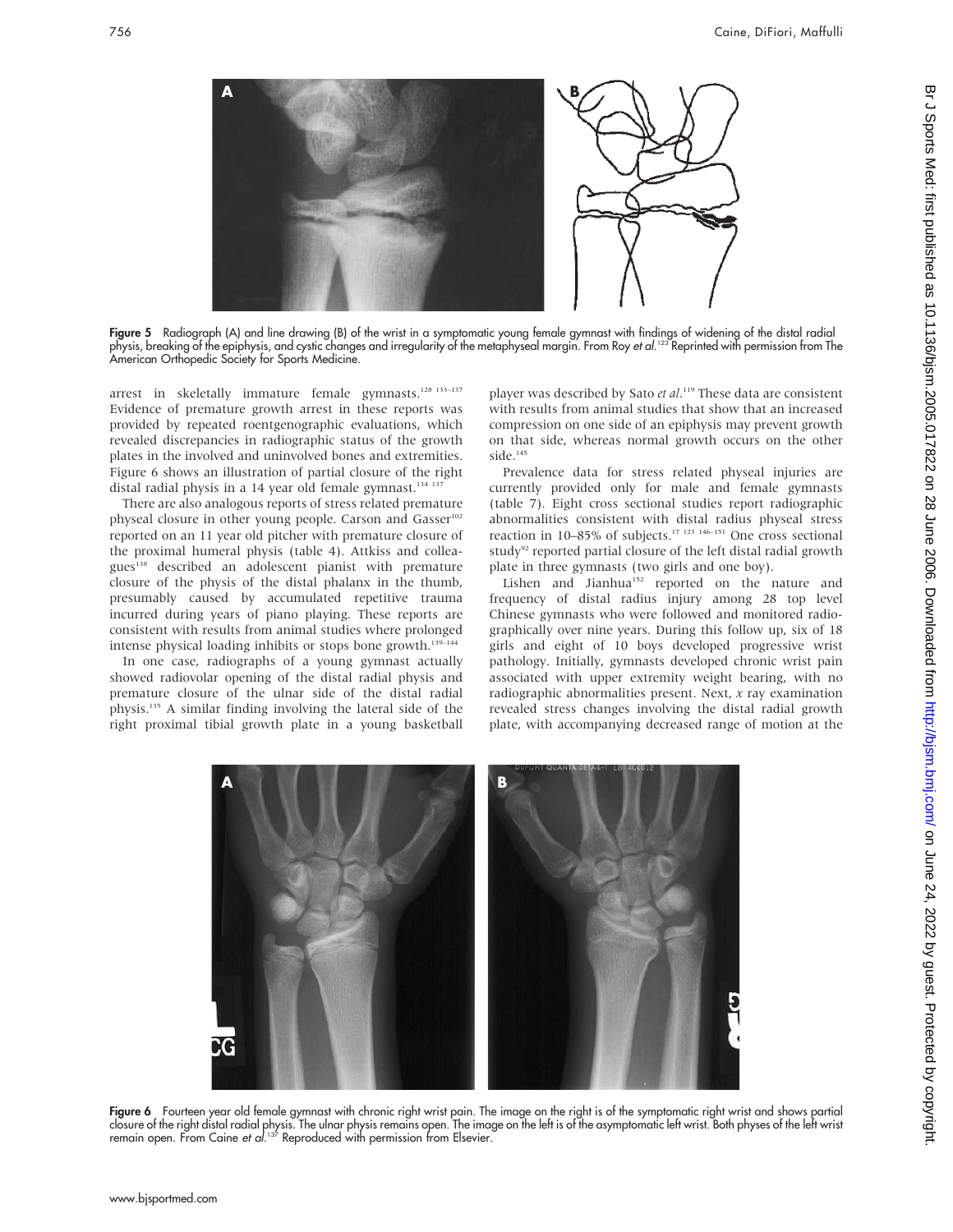Figure 5 Radiograph (A) and line drawing (B) of the wrist in a symptomatic young female gymnast with findings of widening of the distal radial physis, breaking of the epiphysis, and cystic changes and irregularity of the metaphyseal margin. From Roy *et al*.[123] Reprinted with permission from The American Orthopedic Society for Sports Medicine.

arrest in skeletally immature female gymnasts.[128 133–137] Evidence of premature growth arrest in these reports was provided by repeated roentgenographic evaluations, which revealed discrepancies in radiographic status of the growth plates in the involved and uninvolved bones and extremities. Figure 6 shows an illustration of partial closure of the right distal radial physis in a 14 year old female gymnast.[134 137]

There are also analogous reports of stress related premature physeal closure in other young people. Carson and Gasser[102] reported on an 11 year old pitcher with premature closure of the proximal humeral physis (table 4). Attkiss and colleagues[138] described an adolescent pianist with premature closure of the physis of the distal phalanx in the thumb, presumably caused by accumulated repetitive trauma incurred during years of piano playing. These reports are consistent with results from animal studies where prolonged intense physical loading inhibits or stops bone growth.[139–144]

In one case, radiographs of a young gymnast actually showed radiovolar opening of the distal radial physis and premature closure of the ulnar side of the distal radial physis.[135] A similar finding involving the lateral side of the right proximal tibial growth plate in a young basketball player was described by Sato *et al*.[119] These data are consistent with results from animal studies that show that an increased compression on one side of an epiphysis may prevent growth on that side, whereas normal growth occurs on the other side.[145]

Prevalence data for stress related physeal injuries are currently provided only for male and female gymnasts (table 7). Eight cross sectional studies report radiographic abnormalities consistent with distal radius physeal stress reaction in 10–85% of subjects.[17 123 146–151] One cross sectional study[92] reported partial closure of the left distal radial growth plate in three gymnasts (two girls and one boy).

Lishen and Jianhua[152] reported on the nature and frequency of distal radius injury among 28 top level Chinese gymnasts who were followed and monitored radiographically over nine years. During this follow up, six of 18 girls and eight of 10 boys developed progressive wrist pathology. Initially, gymnasts developed chronic wrist pain associated with upper extremity weight bearing, with no radiographic abnormalities present. Next, *x* ray examination revealed stress changes involving the distal radial growth plate, with accompanying decreased range of motion at the

Figure 6 Fourteen year old female gymnast with chronic right wrist pain. The image on the right is of the symptomatic right wrist and shows partial closure of the right distal radial physis. The ulnar physis remains open. The image on the left is of the asymptomatic left wrist. Both physes of the left wrist remain open. From Caine *et al*.[137] Reproduced with permission from Elsevier.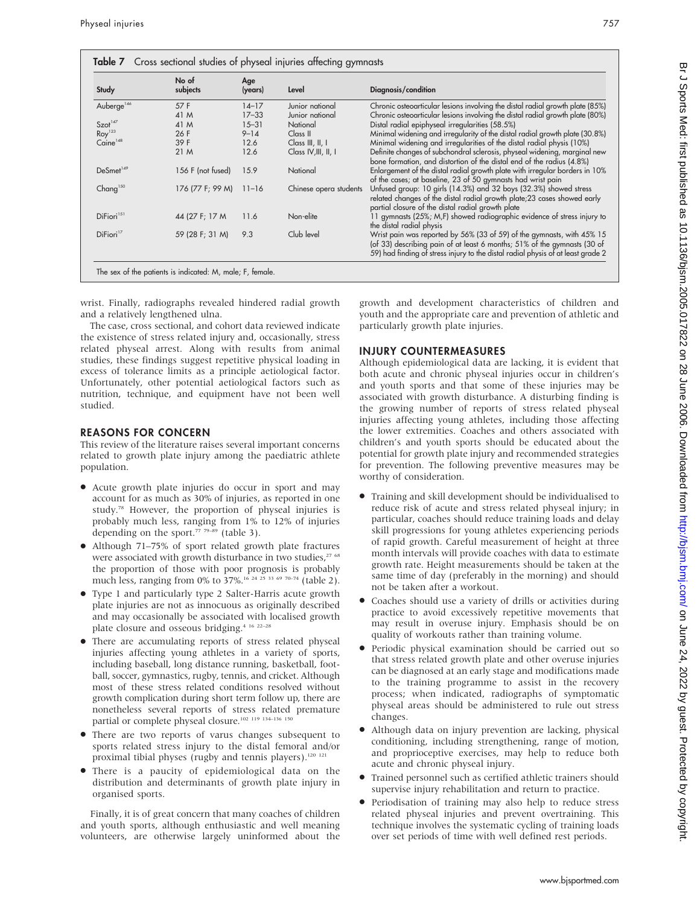**Table 7** Cross sectional studies of physeal injuries affecting gymnasts

| Study | No of subjects | Age (years) | Level | Diagnosis/condition |
|---|---|---|---|---|
| Auberge[146] | 57 F | 14–17 | Junior national | Chronic osteoarticular lesions involving the distal radial growth plate (85%) |
| | 41 M | 17–33 | Junior national | Chronic osteoarticular lesions involving the distal radial growth plate (80%) |
| Szot[147] | 41 M | 15–31 | National | Distal radial epiphyseal irregularities (58.5%) |
| Roy[123] | 26 F | 9–14 | Class II | Minimal widening and irregularity of the distal radial growth plate (30.8%) |
| Caine[148] | 39 F | 12.6 | Class III, II, I | Minimal widening and irregularities of the distal radial physis (10%) |
| | 21 M | 12.6 | Class IV,III, II, I | Definite changes of subchondral sclerosis, physeal widening, marginal new bone formation, and distortion of the distal end of the radius (4.8%) |
| DeSmet[149] | 156 F (not fused) | 15.9 | National | Enlargement of the distal radial growth plate with irregular borders in 10% of the cases; at baseline, 23 of 50 gymnasts had wrist pain |
| Chang[150] | 176 (77 F; 99 M) | 11–16 | Chinese opera students | Unfused group: 10 girls (14.3%) and 32 boys (32.3%) showed stress related changes of the distal radial growth plate;23 cases showed early partial closure of the distal radial growth plate |
| DiFiori[151] | 44 (27 F; 17 M | 11.6 | Non-elite | 11 gymnasts (25%; M,F) showed radiographic evidence of stress injury to the distal radial physis |
| DiFiori[17] | 59 (28 F; 31 M) | 9.3 | Club level | Wrist pain was reported by 56% (33 of 59) of the gymnasts, with 45% 15 (of 33) describing pain of at least 6 months; 51% of the gymnasts (30 of 59) had finding of stress injury to the distal radial physis of at least grade 2 |

The sex of the patients is indicated: M, male; F, female.

wrist. Finally, radiographs revealed hindered radial growth and a relatively lengthened ulna.

The case, cross sectional, and cohort data reviewed indicate the existence of stress related injury and, occasionally, stress related physeal arrest. Along with results from animal studies, these findings suggest repetitive physical loading in excess of tolerance limits as a principle aetiological factor. Unfortunately, other potential aetiological factors such as nutrition, technique, and equipment have not been well studied.

## REASONS FOR CONCERN

This review of the literature raises several important concerns related to growth plate injury among the paediatric athlete population.

- Acute growth plate injuries do occur in sport and may account for as much as 30% of injuries, as reported in one study.[78] However, the proportion of physeal injuries is probably much less, ranging from 1% to 12% of injuries depending on the sport.[77 79–89] (table 3).
- Although 71–75% of sport related growth plate fractures were associated with growth disturbance in two studies,[27 68] the proportion of those with poor prognosis is probably much less, ranging from 0% to 37%.[16 24 25 33 69 70–74] (table 2).
- Type 1 and particularly type 2 Salter-Harris acute growth plate injuries are not as innocuous as originally described and may occasionally be associated with localised growth plate closure and osseous bridging.[4 16 22–28]
- There are accumulating reports of stress related physeal injuries affecting young athletes in a variety of sports, including baseball, long distance running, basketball, football, soccer, gymnastics, rugby, tennis, and cricket. Although most of these stress related conditions resolved without growth complication during short term follow up, there are nonetheless several reports of stress related premature partial or complete physeal closure.[102 119 134–136 150]
- There are two reports of varus changes subsequent to sports related stress injury to the distal femoral and/or proximal tibial physes (rugby and tennis players).[120 121]
- There is a paucity of epidemiological data on the distribution and determinants of growth plate injury in organised sports.

Finally, it is of great concern that many coaches of children and youth sports, although enthusiastic and well meaning volunteers, are otherwise largely uninformed about the growth and development characteristics of children and youth and the appropriate care and prevention of athletic and particularly growth plate injuries.

## INJURY COUNTERMEASURES

Although epidemiological data are lacking, it is evident that both acute and chronic physeal injuries occur in children's and youth sports and that some of these injuries may be associated with growth disturbance. A disturbing finding is the growing number of reports of stress related physeal injuries affecting young athletes, including those affecting the lower extremities. Coaches and others associated with children's and youth sports should be educated about the potential for growth plate injury and recommended strategies for prevention. The following preventive measures may be worthy of consideration.

- Training and skill development should be individualised to reduce risk of acute and stress related physeal injury; in particular, coaches should reduce training loads and delay skill progressions for young athletes experiencing periods of rapid growth. Careful measurement of height at three month intervals will provide coaches with data to estimate growth rate. Height measurements should be taken at the same time of day (preferably in the morning) and should not be taken after a workout.
- Coaches should use a variety of drills or activities during practice to avoid excessively repetitive movements that may result in overuse injury. Emphasis should be on quality of workouts rather than training volume.
- Periodic physical examination should be carried out so that stress related growth plate and other overuse injuries can be diagnosed at an early stage and modifications made to the training programme to assist in the recovery process; when indicated, radiographs of symptomatic physeal areas should be administered to rule out stress changes.
- Although data on injury prevention are lacking, physical conditioning, including strengthening, range of motion, and proprioceptive exercises, may help to reduce both acute and chronic physeal injury.
- Trained personnel such as certified athletic trainers should supervise injury rehabilitation and return to practice.
- Periodisation of training may also help to reduce stress related physeal injuries and prevent overtraining. This technique involves the systematic cycling of training loads over set periods of time with well defined rest periods.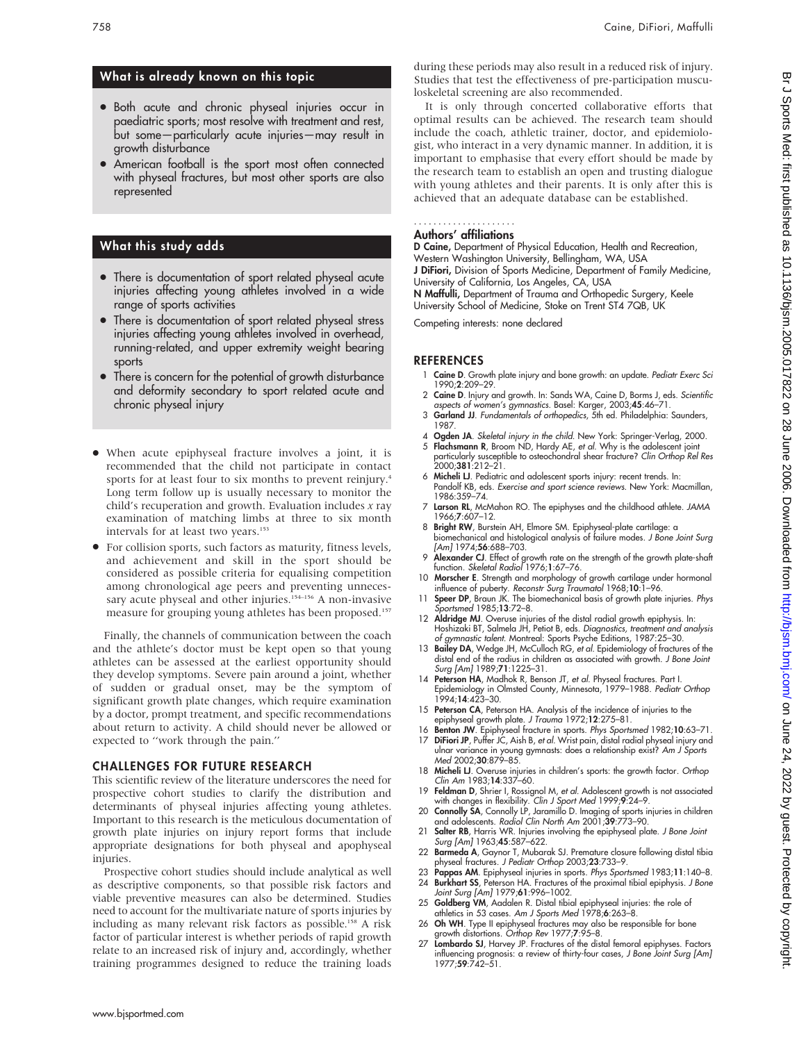## What is already known on this topic

- Both acute and chronic physeal injuries occur in paediatric sports; most resolve with treatment and rest, but some—particularly acute injuries—may result in growth disturbance
- American football is the sport most often connected with physeal fractures, but most other sports are also represented

## What this study adds

- There is documentation of sport related physeal acute injuries affecting young athletes involved in a wide range of sports activities
- There is documentation of sport related physeal stress injuries affecting young athletes involved in overhead, running-related, and upper extremity weight bearing sports
- There is concern for the potential of growth disturbance and deformity secondary to sport related acute and chronic physeal injury

- When acute epiphyseal fracture involves a joint, it is recommended that the child not participate in contact sports for at least four to six months to prevent reinjury.[4] Long term follow up is usually necessary to monitor the child's recuperation and growth. Evaluation includes *x* ray examination of matching limbs at three to six month intervals for at least two years.[153]
- For collision sports, such factors as maturity, fitness levels, and achievement and skill in the sport should be considered as possible criteria for equalising competition among chronological age peers and preventing unnecessary acute physeal and other injuries.[154–156] A non-invasive measure for grouping young athletes has been proposed.[157]

Finally, the channels of communication between the coach and the athlete's doctor must be kept open so that young athletes can be assessed at the earliest opportunity should they develop symptoms. Severe pain around a joint, whether of sudden or gradual onset, may be the symptom of significant growth plate changes, which require examination by a doctor, prompt treatment, and specific recommendations about return to activity. A child should never be allowed or expected to "work through the pain."

## CHALLENGES FOR FUTURE RESEARCH

This scientific review of the literature underscores the need for prospective cohort studies to clarify the distribution and determinants of physeal injuries affecting young athletes. Important to this research is the meticulous documentation of growth plate injuries on injury report forms that include appropriate designations for both physeal and apophyseal injuries.

Prospective cohort studies should include analytical as well as descriptive components, so that possible risk factors and viable preventive measures can also be determined. Studies need to account for the multivariate nature of sports injuries by including as many relevant risk factors as possible.[158] A risk factor of particular interest is whether periods of rapid growth relate to an increased risk of injury and, accordingly, whether training programmes designed to reduce the training loads during these periods may also result in a reduced risk of injury. Studies that test the effectiveness of pre-participation musculoskeletal screening are also recommended.

It is only through concerted collaborative efforts that optimal results can be achieved. The research team should include the coach, athletic trainer, doctor, and epidemiologist, who interact in a very dynamic manner. In addition, it is important to emphasise that every effort should be made by the research team to establish an open and trusting dialogue with young athletes and their parents. It is only after this is achieved that an adequate database can be established.

### Authors' affiliations

**D Caine,** Department of Physical Education, Health and Recreation, Western Washington University, Bellingham, WA, USA
**J DiFiori,** Division of Sports Medicine, Department of Family Medicine, University of California, Los Angeles, CA, USA
**N Maffulli,** Department of Trauma and Orthopedic Surgery, Keele University School of Medicine, Stoke on Trent ST4 7QB, UK

Competing interests: none declared

## REFERENCES

1. **Caine D**. Growth plate injury and bone growth: an update. *Pediatr Exerc Sci* 1990;**2**:209–29.
2. **Caine D**. Injury and growth. In: Sands WA, Caine D, Borms J, eds. *Scientific aspects of women's gymnastics*. Basel: Karger, 2003;**45**:46–71.
3. **Garland JJ**. *Fundamentals of orthopedics*, 5th ed. Philadelphia: Saunders, 1987.
4. **Ogden JA**. *Skeletal injury in the child*. New York: Springer-Verlag, 2000.
5. **Flachsmann R**, Broom ND, Hardy AE, *et al*. Why is the adolescent joint particularly susceptible to osteochondral shear fracture? *Clin Orthop Rel Res* 2000;**381**:212–21.
6. **Micheli LJ**. Pediatric and adolescent sports injury: recent trends. In: Pandolf KB, eds. *Exercise and sport science reviews*. New York: Macmillan, 1986:359–74.
7. **Larson RL**, McMahon RO. The epiphyses and the childhood athlete. *JAMA* 1966;**7**:607–12.
8. **Bright RW**, Burstein AH, Elmore SM. Epiphyseal-plate cartilage: a biomechanical and histological analysis of failure modes. *J Bone Joint Surg [Am]* 1974;**56**:688–703.
9. **Alexander CJ**. Effect of growth rate on the strength of the growth plate-shaft function. *Skeletal Radiol* 1976;**1**:67–76.
10. **Morscher E**. Strength and morphology of growth cartilage under hormonal influence of puberty. *Reconstr Surg Traumatol* 1968;**10**:1–96.
11. **Speer DP**, Braun JK. The biomechanical basis of growth plate injuries. *Phys Sportsmed* 1985;**13**:72–8.
12. **Aldridge MJ**. Overuse injuries of the distal radial growth epiphysis. In: Hoshizaki BT, Salmela JH, Petiot B, eds. *Diagnostics, treatment and analysis of gymnastic talent*. Montreal: Sports Psyche Editions, 1987:25–30.
13. **Bailey DA**, Wedge JH, McCulloch RG, *et al*. Epidemiology of fractures of the distal end of the radius in children as associated with growth. *J Bone Joint Surg [Am]* 1989;**71**:1225–31.
14. **Peterson HA**, Madhok R, Benson JT, *et al*. Physeal fractures. Part I. Epidemiology in Olmsted County, Minnesota, 1979–1988. *Pediatr Orthop* 1994;**14**:423–30.
15. **Peterson CA**, Peterson HA. Analysis of the incidence of injuries to the epiphyseal growth plate. *J Trauma* 1972;**12**:275–81.
16. **Benton JW**. Epiphyseal fracture in sports. *Phys Sportsmed* 1982;**10**:63–71.
17. **DiFiori JP**, Puffer JC, Aish B, *et al*. Wrist pain, distal radial physeal injury and ulnar variance in young gymnasts: does a relationship exist? *Am J Sports Med* 2002;**30**:879–85.
18. **Micheli LJ**. Overuse injuries in children's sports: the growth factor. *Orthop Clin Am* 1983;**14**:337–60.
19. **Feldman D**, Shrier I, Rossignol M, *et al*. Adolescent growth is not associated with changes in flexibility. *Clin J Sport Med* 1999;**9**:24–9.
20. **Connolly SA**, Connolly LP, Jaramillo D. Imaging of sports injuries in children and adolescents. *Radiol Clin North Am* 2001;**39**:773–90.
21. **Salter RB**, Harris WR. Injuries involving the epiphyseal plate. *J Bone Joint Surg [Am]* 1963;**45**:587–622.
22. **Barmeda A**, Gaynor T, Mubarak SJ. Premature closure following distal tibia physeal fractures. *J Pediatr Orthop* 2003;**23**:733–9.
23. **Pappas AM**. Epiphyseal injuries in sports. *Phys Sportsmed* 1983;**11**:140–8.
24. **Burkhart SS**, Peterson HA. Fractures of the proximal tibial epiphysis. *J Bone Joint Surg [Am]* 1979;**61**:996–1002.
25. **Goldberg VM**, Aadalen R. Distal tibial epiphyseal injuries: the role of athletics in 53 cases. *Am J Sports Med* 1978;**6**:263–8.
26. **Oh WH**. Type II epiphyseal fractures may also be responsible for bone growth distortions. *Orthop Rev* 1977;**7**:95–8.
27. **Lombardo SJ**, Harvey JP. Fractures of the distal femoral epiphyses. Factors influencing prognosis: a review of thirty-four cases, *J Bone Joint Surg [Am]* 1977;**59**:742–51.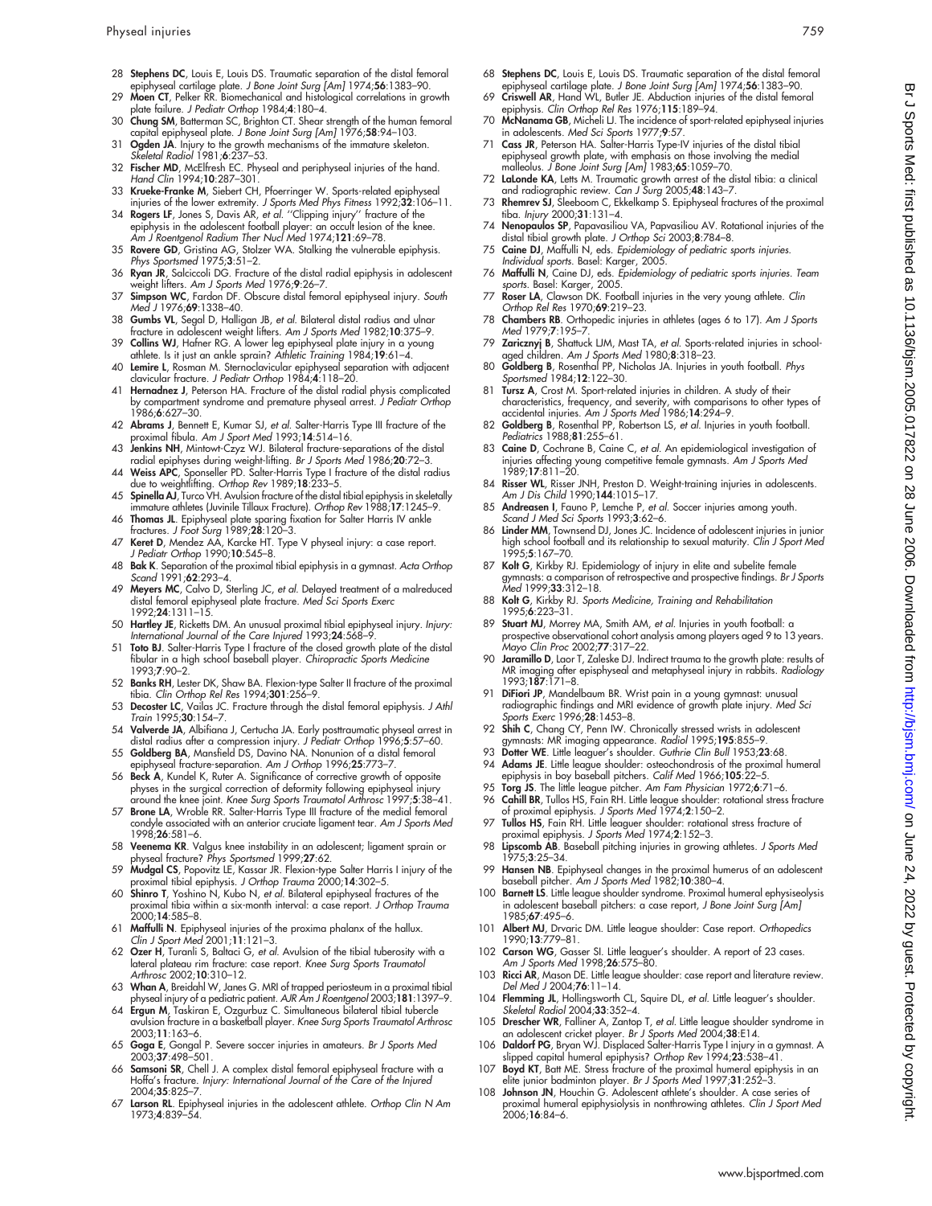28 **Stephens DC**, Louis E, Louis DS. Traumatic separation of the distal femoral epiphyseal cartilage plate. *J Bone Joint Surg [Am]* 1974;**56**:1383–90.
29 **Moen CT**, Pelker RR. Biomechanical and histological correlations in growth plate failure. *J Pediatr Orthop* 1984;**4**:180–4.
30 **Chung SM**, Batterman SC, Brighton CT. Shear strength of the human femoral capital epiphyseal plate. *J Bone Joint Surg [Am]* 1976;**58**:94–103.
31 **Ogden JA**. Injury to the growth mechanisms of the immature skeleton. *Skeletal Radiol* 1981;**6**:237–53.
32 **Fischer MD**, McElfresh EC. Physeal and periphyseal injuries of the hand. *Hand Clin* 1994;**10**:287–301.
33 **Krueke-Franke M**, Siebert CH, Pfoerringer W. Sports-related epiphyseal injuries of the lower extremity. *J Sports Med Phys Fitness* 1992;**32**:106–11.
34 **Rogers LF**, Jones S, Davis AR, *et al.* "Clipping injury" fracture of the epiphysis in the adolescent football player: an occult lesion of the knee. *Am J Roentgenol Radium Ther Nucl Med* 1974;**121**:69–78.
35 **Rovere GD**, Gristina AG, Stolzer WA. Stalking the vulnerable epiphysis. *Phys Sportsmed* 1975;**3**:51–2.
36 **Ryan JR**, Salciccoli DG. Fracture of the distal radial epiphysis in adolescent weight lifters. *Am J Sports Med* 1976;**9**:26–7.
37 **Simpson WC**, Fardon DF. Obscure distal femoral epiphyseal injury. *South Med J* 1976;**69**:1338–40.
38 **Gumbs VL**, Segal D, Halligan JB, *et al.* Bilateral distal radius and ulnar fracture in adolescent weight lifters. *Am J Sports Med* 1982;**10**:375–9.
39 **Collins WJ**, Hafner RG. A lower leg epiphyseal plate injury in a young athlete. Is it just an ankle sprain? *Athletic Training* 1984;**19**:61–4.
40 **Lemire L**, Rosman M. Sternoclavicular epiphyseal separation with adjacent clavicular fracture. *J Pediatr Orthop* 1984;**4**:118–20.
41 **Hernadnez J**, Peterson HA. Fracture of the distal radial physis complicated by compartment syndrome and premature physeal arrest. *J Pediatr Orthop* 1986;**6**:627–30.
42 **Abrams J**, Bennett E, Kumar SJ, *et al.* Salter-Harris Type III fracture of the proximal fibula. *Am J Sport Med* 1993;**14**:514–16.
43 **Jenkins NH**, Mintowt-Czyz WJ. Bilateral fracture-separations of the distal radial epiphyses during weight-lifting. *Br J Sports Med* 1986;**20**:72–3.
44 **Weiss APC**, Sponseller PD. Salter-Harris Type I fracture of the distal radius due to weightlifting. *Orthop Rev* 1989;**18**:233–5.
45 **Spinella AJ**, Turco VH. Avulsion fracture of the distal tibial epiphysis in skeletally immature athletes (Juvinile Tillaux Fracture). *Orthop Rev* 1988;**17**:1245–9.
46 **Thomas JL**. Epiphyseal plate sparing fixation for Salter Harris IV ankle fractures. *J Foot Surg* 1989;**28**:120–3.
47 **Keret D**, Mendez AA, Karcke HT. Type V physeal injury: a case report. *J Pediatr Orthop* 1990;**10**:545–8.
48 **Bak K**. Separation of the proximal tibial epiphysis in a gymnast. *Acta Orthop Scand* 1991;**62**:293–4.
49 **Meyers MC**, Calvo D, Sterling JC, *et al.* Delayed treatment of a malreduced distal femoral epiphyseal plate fracture. *Med Sci Sports Exerc* 1992;**24**:1311–15.
50 **Hartley JE**, Ricketts DM. An unusual proximal tibial epiphyseal injury. *Injury: International Journal of the Care Injured* 1993;**24**:568–9.
51 **Toto BJ**. Salter-Harris Type I fracture of the closed growth plate of the distal fibular in a high school baseball player. *Chiropractic Sports Medicine* 1993;**7**:90–2.
52 **Banks RH**, Lester DK, Shaw BA. Flexion-type Salter II fracture of the proximal tibia. *Clin Orthop Rel Res* 1994;**301**:256–9.
53 **Decoster LC**, Vailas JC. Fracture through the distal femoral epiphysis. *J Athl Train* 1995;**30**:154–7.
54 **Valverde JA**, Albifiana J, Certucha JA. Early posttraumatic physeal arrest in distal radius after a compression injury. *J Pediatr Orthop* 1996;**5**:57–60.
55 **Goldberg BA**, Mansfield DS, Davino NA. Nonunion of a distal femoral epiphyseal fracture-separation. *Am J Orthop* 1996;**25**:773–7.
56 **Beck A**, Kundel K, Ruter A. Significance of corrective growth of opposite physes in the surgical correction of deformity following epiphyseal injury around the knee joint. *Knee Surg Sports Traumatol Arthrosc* 1997;**5**:38–41.
57 **Brone LA**, Wroble RR. Salter-Harris Type III fracture of the medial femoral condyle associated with an anterior cruciate ligament tear. *Am J Sports Med* 1998;**26**:581–6.
58 **Veenema KR**. Valgus knee instability in an adolescent; ligament sprain or physeal fracture? *Phys Sportsmed* 1999;**27**:62.
59 **Mudgal CS**, Popovitz LE, Kassar JR. Flexion-type Salter Harris I injury of the proximal tibial epiphysis. *J Orthop Trauma* 2000;**14**:302–5.
60 **Shinro T**, Yoshino N, Kubo N, *et al.* Bilateral epiphyseal fractures of the proximal tibia within a six-month interval: a case report. *J Orthop Trauma* 2000;**14**:585–8.
61 **Maffulli N**. Epiphyseal injuries of the proxima phalanx of the hallux. *Clin J Sport Med* 2001;**11**:121–3.
62 **Ozer H**, Turanli S, Baltaci G, *et al.* Avulsion of the tibial tuberosity with a lateral plateau rim fracture: case report. *Knee Surg Sports Traumatol Arthrosc* 2002;**10**:310–12.
63 **Whan A**, Breidahl W, Janes G. MRI of trapped periosteum in a proximal tibial physeal injury of a pediatric patient. *AJR Am J Roentgenol* 2003;**181**:1397–9.
64 **Ergun M**, Taskiran E, Ozgurbuz C. Simultaneous bilateral tibial tubercle avulsion fracture in a basketball player. *Knee Surg Sports Traumatol Arthrosc* 2003;**11**:163–6.
65 **Goga E**, Gongal P. Severe soccer injuries in amateurs. *Br J Sports Med* 2003;**37**:498–501.
66 **Samsoni SR**, Chell J. A complex distal femoral epiphyseal fracture with a Hoffa's fracture. *Injury: International Journal of the Care of the Injured* 2004;**35**:825–7.
67 **Larson RL**. Epiphyseal injuries in the adolescent athlete. *Orthop Clin N Am* 1973;**4**:839–54.
68 **Stephens DC**, Louis E, Louis DS. Traumatic separation of the distal femoral epiphyseal cartilage plate. *J Bone Joint Surg [Am]* 1974;**56**:1383–90.
69 **Criswell AR**, Hand WL, Butler JE. Abduction injuries of the distal femoral epiphysis. *Clin Orthop Rel Res* 1976;**115**:189–94.
70 **McNanama GB**, Micheli LJ. The incidence of sport-related epiphyseal injuries in adolescents. *Med Sci Sports* 1977;**9**:57.
71 **Cass JR**, Peterson HA. Salter-Harris Type-IV injuries of the distal tibial epiphyseal growth plate, with emphasis on those involving the medial malleolus. *J Bone Joint Surg [Am]* 1983;**65**:1059–70.
72 **LaLonde KA**, Letts M. Traumatic growth arrest of the distal tibia: a clinical and radiographic review. *Can J Surg* 2005;**48**:143–7.
73 **Rhemrev SJ**, Sleeboom C, Ekkelkamp S. Epiphyseal fractures of the proximal tiba. *Injury* 2000;**31**:131–4.
74 **Nenopaulos SP**, Papavasiliou VA, Papvasiliou AV. Rotational injuries of the distal tibial growth plate. *J Orthop Sci* 2003;**8**:784–8.
75 **Caine DJ**, Maffulli N, eds. *Epidemiology of pediatric sports injuries. Individual sports*. Basel: Karger, 2005.
76 **Maffulli N**, Caine DJ, eds. *Epidemiology of pediatric sports injuries. Team sports*. Basel: Karger, 2005.
77 **Roser LA**, Clawson DK. Football injuries in the very young athlete. *Clin Orthop Rel Res* 1970;**69**:219–23.
78 **Chambers RB**. Orthopedic injuries in athletes (ages 6 to 17). *Am J Sports Med* 1979;**7**:195–7.
79 **Zaricznyj B**, Shattuck LJM, Mast TA, *et al.* Sports-related injuries in school-aged children. *Am J Sports Med* 1980;**8**:318–23.
80 **Goldberg B**, Rosenthal PP, Nicholas JA. Injuries in youth football. *Phys Sportsmed* 1984;**12**:122–30.
81 **Tursz A**, Crost M. Sport-related injuries in children. A study of their characteristics, frequency, and severity, with comparisons to other types of accidental injuries. *Am J Sports Med* 1986;**14**:294–9.
82 **Goldberg B**, Rosenthal PP, Robertson LS, *et al.* Injuries in youth football. *Pediatrics* 1988;**81**:255–61.
83 **Caine D**, Cochrane B, Caine C, *et al.* An epidemiological investigation of injuries affecting young competitive female gymnasts. *Am J Sports Med* 1989;**17**:811–20.
84 **Risser WL**, Risser JNH, Preston D. Weight-training injuries in adolescents. *Am J Dis Child* 1990;**144**:1015–17.
85 **Andreasen I**, Fauno P, Lemche P, *et al.* Soccer injuries among youth. *Scand J Med Sci Sports* 1993;**3**:62–6.
86 **Linder MM**, Townsend DJ, Jones JC. Incidence of adolescent injuries in junior high school football and its relationship to sexual maturity. *Clin J Sport Med* 1995;**5**:167–70.
87 **Kolt G**, Kirkby RJ. Epidemiology of injury in elite and subelite female gymnasts: a comparison of retrospective and prospective findings. *Br J Sports Med* 1999;**33**:312–18.
88 **Kolt G**, Kirkby RJ. *Sports Medicine, Training and Rehabilitation* 1995;**6**:223–31.
89 **Stuart MJ**, Morrey MA, Smith AM, *et al.* Injuries in youth football: a prospective observational cohort analysis among players aged 9 to 13 years. *Mayo Clin Proc* 2002;**77**:317–22.
90 **Jaramillo D**, Laor T, Zaleske DJ. Indirect trauma to the growth plate: results of MR imaging after episphyseal and metaphyseal injury in rabbits. *Radiology* 1993;**187**:171–8.
91 **DiFiori JP**, Mandelbaum BR. Wrist pain in a young gymnast: unusual radiographic findings and MRI evidence of growth plate injury. *Med Sci Sports Exerc* 1996;**28**:1453–8.
92 **Shih C**, Chang CY, Penn IW. Chronically stressed wrists in adolescent gymnasts: MR imaging appearance. *Radiol* 1995;**195**:855–9.
93 **Dotter WE**. Little leaguer's shoulder. *Guthrie Clin Bull* 1953;**23**:68.
94 **Adams JE**. Little league shoulder: osteochondrosis of the proximal humeral epiphysis in boy baseball pitchers. *Calif Med* 1966;**105**:22–5.
95 **Torg JS**. The little league pitcher. *Am Fam Physician* 1972;**6**:71–6.
96 **Cahill BR**, Tullos HS, Fain RH. Little league shoulder: rotational stress fracture of proximal epiphysis. *J Sports Med* 1974;**2**:150–2.
97 **Tullos HS**, Fain RH. Little leaguer shoulder: rotational stress fracture of proximal epiphysis. *J Sports Med* 1974;**2**:152–3.
98 **Lipscomb AB**. Baseball pitching injuries in growing athletes. *J Sports Med* 1975;**3**:25–34.
99 **Hansen NB**. Epiphyseal changes in the proximal humerus of an adolescent baseball pitcher. *Am J Sports Med* 1982;**10**:380–4.
100 **Barnett LS**. Little league shoulder syndrome. Proximal humeral ephysiseolysis in adolescent baseball pitchers: a case report, *J Bone Joint Surg [Am]* 1985;**67**:495–6.
101 **Albert MJ**, Drvaric DM. Little league shoulder: Case report. *Orthopedics* 1990;**13**:779–81.
102 **Carson WG**, Gasser SI. Little leaguer's shoulder. A report of 23 cases. *Am J Sports Med* 1998;**26**:575–80.
103 **Ricci AR**, Mason DE. Little league shoulder: case report and literature review. *Del Med J* 2004;**76**:11–14.
104 **Flemming JL**, Hollingsworth CL, Squire DL, *et al.* Little leaguer's shoulder. *Skeletal Radiol* 2004;**33**:352–4.
105 **Drescher WR**, Falliner A, Zantop T, *et al.* Little league shoulder syndrome in an adolescent cricket player. *Br J Sports Med* 2004;**38**:E14.
106 **Daldorf PG**, Bryan WJ. Displaced Salter-Harris Type I injury in a gymnast. A slipped capital humeral epiphysis? *Orthop Rev* 1994;**23**:538–41.
107 **Boyd KT**, Batt ME. Stress fracture of the proximal humeral epiphysis in an elite junior badminton player. *Br J Sports Med* 1997;**31**:252–3.
108 **Johnson JN**, Houchin G. Adolescent athlete's shoulder. A case series of proximal humeral epiphysiolysis in nonthrowing athletes. *Clin J Sport Med* 2006;**16**:84–6.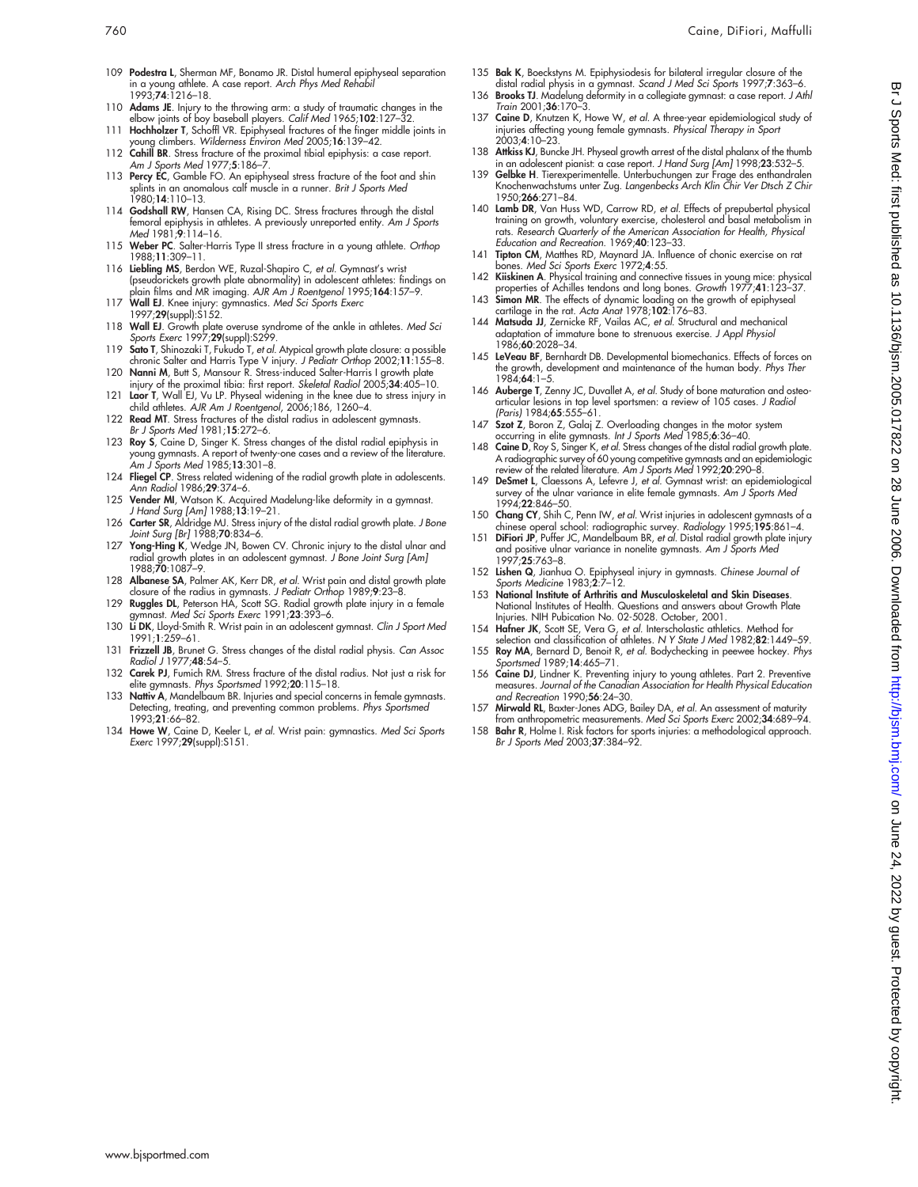109 **Podestra L**, Sherman MF, Bonamo JR. Distal humeral epiphyseal separation in a young athlete. A case report. *Arch Phys Med Rehabil* 1993;**74**:1216–18.

110 **Adams JE**. Injury to the throwing arm: a study of traumatic changes in the elbow joints of boy baseball players. *Calif Med* 1965;**102**:127–32.

111 **Hochholzer T**, Schoffl VR. Epiphyseal fractures of the finger middle joints in young climbers. *Wilderness Environ Med* 2005;**16**:139–42.

112 **Cahill BR**. Stress fracture of the proximal tibial epiphysis: a case report. *Am J Sports Med* 1977;**5**:186–7.

113 **Percy EC**, Gamble FO. An epiphyseal stress fracture of the foot and shin splints in an anomalous calf muscle in a runner. *Brit J Sports Med* 1980;**14**:110–13.

114 **Godshall RW**, Hansen CA, Rising DC. Stress fractures through the distal femoral epiphysis in athletes. A previously unreported entity. *Am J Sports Med* 1981;**9**:114–16.

115 **Weber PC**. Salter-Harris Type II stress fracture in a young athlete. *Orthop* 1988;**11**:309–11.

116 **Liebling MS**, Berdon WE, Ruzal-Shapiro C, *et al*. Gymnast's wrist (pseudorickets growth plate abnormality) in adolescent athletes: findings on plain films and MR imaging. *AJR Am J Roentgenol* 1995;**164**:157–9.

117 **Wall EJ**. Knee injury: gymnastics. *Med Sci Sports Exerc* 1997;**29**(suppl):S152.

118 **Wall EJ**. Growth plate overuse syndrome of the ankle in athletes. *Med Sci Sports Exerc* 1997;**29**(suppl):S299.

119 **Sato T**, Shinozaki T, Fukudo T, *et al*. Atypical growth plate closure: a possible chronic Salter and Harris Type V injury. *J Pediatr Orthop* 2002;**11**:155–8.

120 **Nanni M**, Butt S, Mansour R. Stress-induced Salter-Harris I growth plate injury of the proximal tibia: first report. *Skeletal Radiol* 2005;**34**:405–10.

121 **Laor T**, Wall EJ, Vu LP. Physeal widening in the knee due to stress injury in child athletes. *AJR Am J Roentgenol*, 2006;186, 1260–4.

122 **Read MT**. Stress fractures of the distal radius in adolescent gymnasts. *Br J Sports Med* 1981;**15**:272–6.

123 **Roy S**, Caine D, Singer K. Stress changes of the distal radial epiphysis in young gymnasts. A report of twenty-one cases and a review of the literature. *Am J Sports Med* 1985;**13**:301–8.

124 **Fliegel CP**. Stress related widening of the radial growth plate in adolescents. *Ann Radiol* 1986;**29**:374–6.

125 **Vender MI**, Watson K. Acquired Madelung-like deformity in a gymnast. *J Hand Surg [Am]* 1988;**13**:19–21.

126 **Carter SR**, Aldridge MJ. Stress injury of the distal radial growth plate. *J Bone Joint Surg [Br]* 1988;**70**:834–6.

127 **Yong-Hing K**, Wedge JN, Bowen CV. Chronic injury to the distal ulnar and radial growth plates in an adolescent gymnast. *J Bone Joint Surg [Am]* 1988;**70**:1087–9.

128 **Albanese SA**, Palmer AK, Kerr DR, *et al*. Wrist pain and distal growth plate closure of the radius in gymnasts. *J Pediatr Orthop* 1989;**9**:23–8.

129 **Ruggles DL**, Peterson HA, Scott SG. Radial growth plate injury in a female gymnast. *Med Sci Sports Exerc* 1991;**23**:393–6.

130 **Li DK**, Lloyd-Smith R. Wrist pain in an adolescent gymnast. *Clin J Sport Med* 1991;**1**:259–61.

131 **Frizzell JB**, Brunet G. Stress changes of the distal radial physis. *Can Assoc Radiol J* 1977;**48**:54–5.

132 **Carek PJ**, Fumich RM. Stress fracture of the distal radius. Not just a risk for elite gymnasts. *Phys Sportsmed* 1992;**20**:115–18.

133 **Nattiv A**, Mandelbaum BR. Injuries and special concerns in female gymnasts. Detecting, treating, and preventing common problems. *Phys Sportsmed* 1993;**21**:66–82.

134 **Howe W**, Caine D, Keeler L, *et al*. Wrist pain: gymnastics. *Med Sci Sports Exerc* 1997;**29**(suppl):S151.

135 **Bak K**, Boeckstyns M. Epiphysiodesis for bilateral irregular closure of the distal radial physis in a gymnast. *Scand J Med Sci Sports* 1997;**7**:363–6.

136 **Brooks TJ**. Madelung deformity in a collegiate gymnast: a case report. *J Athl Train* 2001;**36**:170–3.

137 **Caine D**, Knutzen K, Howe W, *et al*. A three-year epidemiological study of injuries affecting young female gymnasts. *Physical Therapy in Sport* 2003;**4**:10–23.

138 **Attkiss KJ**, Buncke JH. Physeal growth arrest of the distal phalanx of the thumb in an adolescent pianist: a case report. *J Hand Surg [Am]* 1998;**23**:532–5.

139 **Gelbke H**. Tierexperimentelle. Unterbuchungen zur Frage des enthandralen Knochenwachstums unter Zug. *Langenbecks Arch Klin Chir Ver Dtsch Z Chir* 1950;**266**:271–84.

140 **Lamb DR**, Van Huss WD, Carrow RD, *et al*. Effects of prepubertal physical training on growth, voluntary exercise, cholesterol and basal metabolism in rats. *Research Quarterly of the American Association for Health, Physical Education and Recreation*. 1969;**40**:123–33.

141 **Tipton CM**, Matthes RD, Maynard JA. Influence of chonic exercise on rat bones. *Med Sci Sports Exerc* 1972;**4**:55.

142 **Kiiskinen A**. Physical training and connective tissues in young mice: physical properties of Achilles tendons and long bones. *Growth* 1977;**41**:123–37.

143 **Simon MR**. The effects of dynamic loading on the growth of epiphyseal cartilage in the rat. *Acta Anat* 1978;**102**:176–83.

144 **Matsuda JJ**, Zernicke RF, Vailas AC, *et al*. Structural and mechanical adaptation of immature bone to strenuous exercise. *J Appl Physiol* 1986;**60**:2028–34.

145 **LeVeau BF**, Bernhardt DB. Developmental biomechanics. Effects of forces on the growth, development and maintenance of the human body. *Phys Ther* 1984;**64**:1–5.

146 **Auberge T**, Zenny JC, Duvallet A, *et al*. Study of bone maturation and osteo-articular lesions in top level sportsmen: a review of 105 cases. *J Radiol (Paris)* 1984;**65**:555–61.

147 **Szot Z**, Boron Z, Galaj Z. Overloading changes in the motor system occurring in elite gymnasts. *Int J Sports Med* 1985;**6**:36–40.

148 **Caine D**, Roy S, Singer K, *et al*. Stress changes of the distal radial growth plate. A radiographic survey of 60 young competitive gymnasts and an epidemiologic review of the related literature. *Am J Sports Med* 1992;**20**:290–8.

149 **DeSmet L**, Claessons A, Lefevre J, *et al*. Gymnast wrist: an epidemiological survey of the ulnar variance in elite female gymnasts. *Am J Sports Med* 1994;**22**:846–50.

150 **Chang CY**, Shih C, Penn IW, *et al*. Wrist injuries in adolescent gymnasts of a chinese operal school: radiographic survey. *Radiology* 1995;**195**:861–4.

151 **DiFiori JP**, Puffer JC, Mandelbaum BR, *et al*. Distal radial growth plate injury and positive ulnar variance in nonelite gymnasts. *Am J Sports Med* 1997;**25**:763–8.

152 **Lishen Q**, Jianhua O. Epiphyseal injury in gymnasts. *Chinese Journal of Sports Medicine* 1983;**2**:7–12.

153 **National Institute of Arthritis and Musculoskeletal and Skin Diseases**. National Institutes of Health. Questions and answers about Growth Plate Injuries. NIH Pubication No. 02-5028. October, 2001.

154 **Hafner JK**, Scott SE, Vera G, *et al*. Interscholastic athletics. Method for selection and classification of athletes. *N Y State J Med* 1982;**82**:1449–59.

155 **Roy MA**, Bernard D, Benoit R, *et al*. Bodychecking in peewee hockey. *Phys Sportsmed* 1989;**14**:465–71.

156 **Caine DJ**, Lindner K. Preventing injury to young athletes. Part 2. Preventive measures. *Journal of the Canadian Association for Health Physical Education and Recreation* 1990;**56**:24–30.

157 **Mirwald RL**, Baxter-Jones ADG, Bailey DA, *et al*. An assessment of maturity from anthropometric measurements. *Med Sci Sports Exerc* 2002;**34**:689–94.

158 **Bahr R**, Holme I. Risk factors for sports injuries: a methodological approach. *Br J Sports Med* 2003;**37**:384–92.